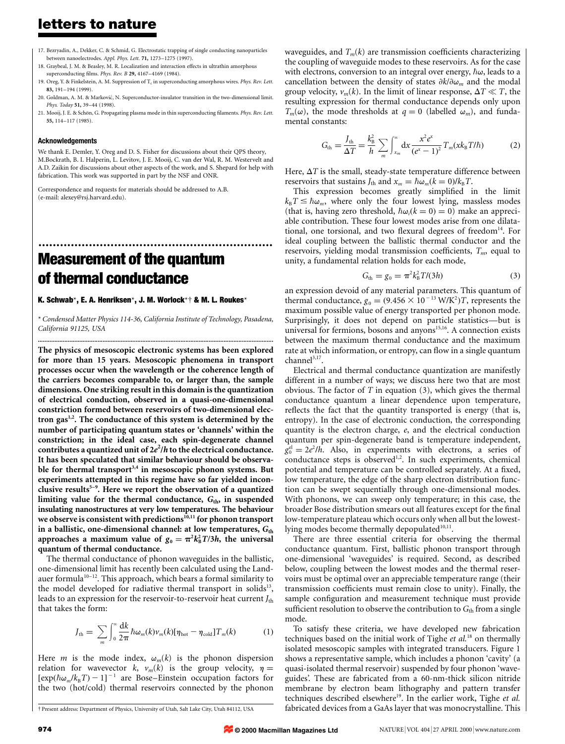17. Bezryadin, A., Dekker, C. & Schmid, G. Electrostatic trapping of single conducting nanoparticles between nanoelectrodes. *Appl. Phys. Lett.* **71,** 1273–1275 (1997).
18. Graybeal, J. M. & Beasley, M. R. Localization and interaction effects in ultrathin amorphous superconducting films. *Phys. Rev. B* **29,** 4167–4169 (1984).
19. Oreg, Y. & Finkelstein, A. M. Suppression of $T_c$ in superconducting amorphous wires. *Phys. Rev. Lett.* **83,** 191–194 (1999).
20. Goldman, A. M. & Marković, N. Superconductor-insulator transition in the two-dimensional limit. *Phys. Today* **51,** 39–44 (1998).
21. Mooij, J. E. & Schön, G. Propagating plasma mode in thin superconducting filaments. *Phys. Rev. Lett.* **55,** 114–117 (1985).

**Acknowledgements**

We thank E. Demler, Y. Oreg and D. S. Fisher for discussions about their QPS theory, M.Bockrath, B. I. Halperin, L. Levitov, J. E. Mooij, C. van der Wal, R. M. Westervelt and A.D. Zaikin for discussions about other aspects of the work, and S. Shepard for help with fabrication. This work was supported in part by the NSF and ONR.

Correspondence and requests for materials should be addressed to A.B. (e-mail: alexey@rsj.harvard.edu).

# Measurement of the quantum of thermal conductance

**K. Schwab\*, E. A. Henriksen\*, J. M. Worlock\*† & M. L. Roukes\***

\* *Condensed Matter Physics 114-36, California Institute of Technology, Pasadena, California 91125, USA*

**The physics of mesoscopic electronic systems has been explored for more than 15 years. Mesoscopic phenomena in transport processes occur when the wavelength or the coherence length of the carriers becomes comparable to, or larger than, the sample dimensions. One striking result in this domain is the quantization of electrical conduction, observed in a quasi-one-dimensional constriction formed between reservoirs of two-dimensional electron gas[1,2]. The conductance of this system is determined by the number of participating quantum states or 'channels' within the constriction; in the ideal case, each spin-degenerate channel contributes a quantized unit of $2e^2/h$ to the electrical conductance. It has been speculated that similar behaviour should be observable for thermal transport[3,4] in mesoscopic phonon systems. But experiments attempted in this regime have so far yielded inconclusive results[5–9]. Here we report the observation of a quantized limiting value for the thermal conductance, $G_{th}$, in suspended insulating nanostructures at very low temperatures. The behaviour we observe is consistent with predictions[10,11] for phonon transport in a ballistic, one-dimensional channel: at low temperatures, $G_{th}$ approaches a maximum value of $g_0 = \pi^2 k_B^2 T/3h$, the universal quantum of thermal conductance.**

The thermal conductance of phonon waveguides in the ballistic, one-dimensional limit has recently been calculated using the Landauer formula[10–12]. This approach, which bears a formal similarity to the model developed for radiative thermal transport in solids[13], leads to an expression for the reservoir-to-reservoir heat current $J_{th}$ that takes the form:

$$J_{th} = \sum_m \int_0^\infty \frac{dk}{2\pi} \hbar\omega_m(k) v_m(k) [\eta_{hot} - \eta_{cold}] T_m(k) \qquad (1)$$

Here $m$ is the mode index, $\omega_m(k)$ is the phonon dispersion relation for wavevector $k$, $v_m(k)$ is the group velocity, $\eta = [\exp(\hbar\omega_m/k_B T) - 1]^{-1}$ are Bose–Einstein occupation factors for the two (hot/cold) thermal reservoirs connected by the phonon waveguides, and $T_m(k)$ are transmission coefficients characterizing the coupling of waveguide modes to these reservoirs. As for the case with electrons, conversion to an integral over energy, $\hbar\omega$, leads to a cancellation between the density of states $\partial k/\partial\omega_m$ and the modal group velocity, $v_m(k)$. In the limit of linear response, $\Delta T \ll T$, the resulting expression for thermal conductance depends only upon $T_m(\omega)$, the mode thresholds at $q = 0$ (labelled $\omega_m$), and fundamental constants:

$$G_{th} = \frac{J_{th}}{\Delta T} = \frac{k_B^2}{h} \sum_m \int_{x_m}^\infty dx \frac{x^2 e^x}{(e^x - 1)^2} T_m(x k_B T/\hbar) \qquad (2)$$

Here, $\Delta T$ is the small, steady-state temperature difference between reservoirs that sustains $J_{th}$ and $x_m = \hbar\omega_m(k=0)/k_B T$.

This expression becomes greatly simplified in the limit $k_B T \leq \hbar\omega_m$, where only the four lowest lying, massless modes (that is, having zero threshold, $\hbar\omega_i(k=0) = 0$) make an appreciable contribution. These four lowest modes arise from one dilatational, one torsional, and two flexural degrees of freedom[14]. For ideal coupling between the ballistic thermal conductor and the reservoirs, yielding modal transmission coefficients, $T_m$, equal to unity, a fundamental relation holds for each mode,

$$G_{th} = g_0 = \pi^2 k_B^2 T/(3h) \qquad (3)$$

an expression devoid of any material parameters. This quantum of thermal conductance, $g_0 = (9.456 \times 10^{-13}\ \mathrm{W/K^2})T$, represents the maximum possible value of energy transported per phonon mode. Surprisingly, it does not depend on particle statistics—but is universal for fermions, bosons and anyons[15,16]. A connection exists between the maximum thermal conductance and the maximum rate at which information, or entropy, can flow in a single quantum channel[3,17].

Electrical and thermal conductance quantization are manifestly different in a number of ways; we discuss here two that are most obvious. The factor of $T$ in equation (3), which gives the thermal conductance quantum a linear dependence upon temperature, reflects the fact that the quantity transported is energy (that is, entropy). In the case of electronic conduction, the corresponding quantity is the electron charge, $e$, and the electrical conduction quantum per spin-degenerate band is temperature independent, $g_0^{el} = 2e^2/h$. Also, in experiments with electrons, a series of conductance steps is observed[1,2]. In such experiments, chemical potential and temperature can be controlled separately. At a fixed, low temperature, the edge of the sharp electron distribution function can be swept sequentially through one-dimensional modes. With phonons, we can sweep only temperature; in this case, the broader Bose distribution smears out all features except for the final low-temperature plateau which occurs only when all but the lowest-lying modes become thermally depopulated[10,11].

There are three essential criteria for observing the thermal conductance quantum. First, ballistic phonon transport through one-dimensional 'waveguides' is required. Second, as described below, coupling between the lowest modes and the thermal reservoirs must be optimal over an appreciable temperature range (their transmission coefficients must remain close to unity). Finally, the sample configuration and measurement technique must provide sufficient resolution to observe the contribution to $G_{th}$ from a single mode.

To satisfy these criteria, we have developed new fabrication techniques based on the initial work of Tighe *et al.*[18] on thermally isolated mesoscopic samples with integrated transducers. Figure 1 shows a representative sample, which includes a phonon 'cavity' (a quasi-isolated thermal reservoir) suspended by four phonon 'waveguides'. These are fabricated from a 60-nm-thick silicon nitride membrane by electron beam lithography and pattern transfer techniques described elsewhere[19]. In the earlier work, Tighe *et al.* fabricated devices from a GaAs layer that was monocrystalline. This

† Present address: Department of Physics, University of Utah, Salt Lake City, Utah 84112, USA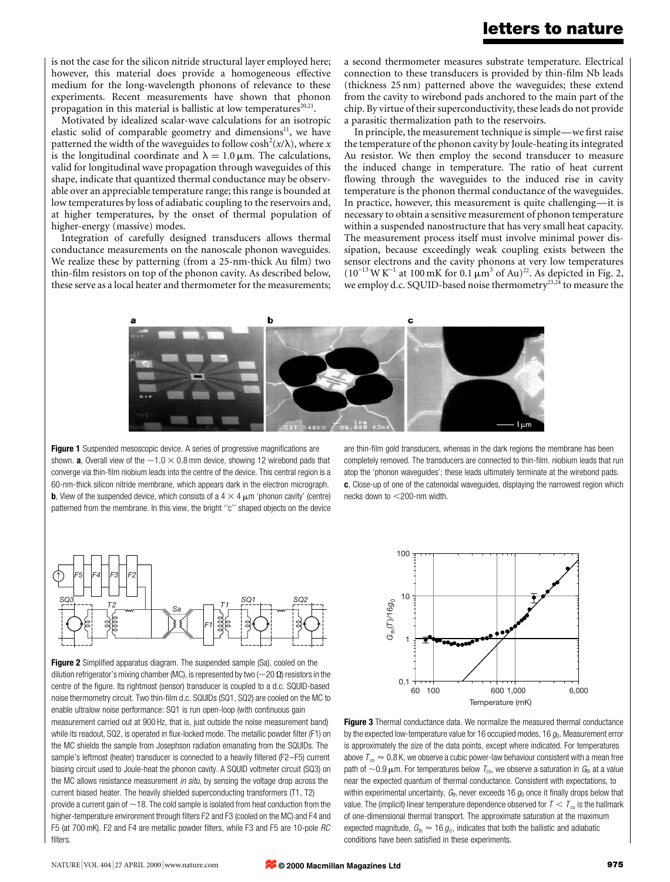is not the case for the silicon nitride structural layer employed here; however, this material does provide a homogeneous effective medium for the long-wavelength phonons of relevance to these experiments. Recent measurements have shown that phonon propagation in this material is ballistic at low temperatures[20,21].

Motivated by idealized scalar-wave calculations for an isotropic elastic solid of comparable geometry and dimensions[11], we have patterned the width of the waveguides to follow $\cosh^2(x/\lambda)$, where $x$ is the longitudinal coordinate and $\lambda = 1.0\,\mu$m. The calculations, valid for longitudinal wave propagation through waveguides of this shape, indicate that quantized thermal conductance may be observable over an appreciable temperature range; this range is bounded at low temperatures by loss of adiabatic coupling to the reservoirs and, at higher temperatures, by the onset of thermal population of higher-energy (massive) modes.

Integration of carefully designed transducers allows thermal conductance measurements on the nanoscale phonon waveguides. We realize these by patterning (from a 25-nm-thick Au film) two thin-film resistors on top of the phonon cavity. As described below, these serve as a local heater and thermometer for the measurements; a second thermometer measures substrate temperature. Electrical connection to these transducers is provided by thin-film Nb leads (thickness 25 nm) patterned above the waveguides; these extend from the cavity to wirebond pads anchored to the main part of the chip. By virtue of their superconductivity, these leads do not provide a parasitic thermalization path to the reservoirs.

In principle, the measurement technique is simple—we first raise the temperature of the phonon cavity by Joule-heating its integrated Au resistor. We then employ the second transducer to measure the induced change in temperature. The ratio of heat current flowing through the waveguides to the induced rise in cavity temperature is the phonon thermal conductance of the waveguides. In practice, however, this measurement is quite challenging—it is necessary to obtain a sensitive measurement of phonon temperature within a suspended nanostructure that has very small heat capacity. The measurement process itself must involve minimal power dissipation, because exceedingly weak coupling exists between the sensor electrons and the cavity phonons at very low temperatures ($10^{-13}\,\mathrm{W\,K^{-1}}$ at 100 mK for 0.1 $\mu\mathrm{m}^3$ of Au)[22]. As depicted in Fig. 2, we employ d.c. SQUID-based noise thermometry[23,24] to measure the

**Figure 1** Suspended mesoscopic device. A series of progressive magnifications are shown. **a**, Overall view of the ~1.0 × 0.8 mm device, showing 12 wirebond pads that converge via thin-film niobium leads into the centre of the device. This central region is a 60-nm-thick silicon nitride membrane, which appears dark in the electron micrograph. **b**, View of the suspended device, which consists of a 4 × 4 μm 'phonon cavity' (centre) patterned from the membrane. In this view, the bright "c" shaped objects on the device are thin-film gold transducers, whereas in the dark regions the membrane has been completely removed. The transducers are connected to thin-film. niobium leads that run atop the 'phonon waveguides'; these leads ultimately terminate at the wirebond pads. **c**, Close-up of one of the catenoidal waveguides, displaying the narrowest region which necks down to <200-nm width.

**Figure 2** Simplified apparatus diagram. The suspended sample (Sa), cooled on the dilution refrigerator's mixing chamber (MC), is represented by two (~20 Ω) resistors in the centre of the figure. Its rightmost (sensor) transducer is coupled to a d.c. SQUID-based noise thermometry circuit. Two thin-film d.c. SQUIDs (SQ1, SQ2) are cooled on the MC to enable ultralow noise performance: SQ1 is run open-loop (with continuous gain measurement carried out at 900 Hz, that is, just outside the noise measurement band) while its readout, SQ2, is operated in flux-locked mode. The metallic powder filter (F1) on the MC shields the sample from Josephson radiation emanating from the SQUIDs. The sample's leftmost (heater) transducer is connected to a heavily filtered (F2–F5) current biasing circuit used to Joule-heat the phonon cavity. A SQUID voltmeter circuit (SQ3) on the MC allows resistance measurement *in situ*, by sensing the voltage drop across the current biased heater. The heavily shielded superconducting transformers (T1, T2) provide a current gain of ~18. The cold sample is isolated from heat conduction from the higher-temperature environment through filters F2 and F3 (cooled on the MC) and F4 and F5 (at 700 mK). F2 and F4 are metallic powder filters, while F3 and F5 are 10-pole *RC* filters.

**Figure 3** Thermal conductance data. We normalize the measured thermal conductance by the expected low-temperature value for 16 occupied modes, $16\,g_0$. Measurement error is approximately the size of the data points, except where indicated. For temperatures above $T_{co} \approx 0.8$ K, we observe a cubic power-law behaviour consistent with a mean free path of ~0.9 μm. For temperatures below $T_{co}$, we observe a saturation in $G_{th}$ at a value near the expected quantum of thermal conductance. Consistent with expectations, to within experimental uncertainty, $G_{th}$ never exceeds $16\,g_0$ once it finally drops below that value. The (implicit) linear temperature dependence observed for $T < T_{co}$ is the hallmark of one-dimensional thermal transport. The approximate saturation at the maximum expected magnitude, $G_{th} \approx 16\,g_0$, indicates that both the ballistic and adiabatic conditions have been satisfied in these experiments.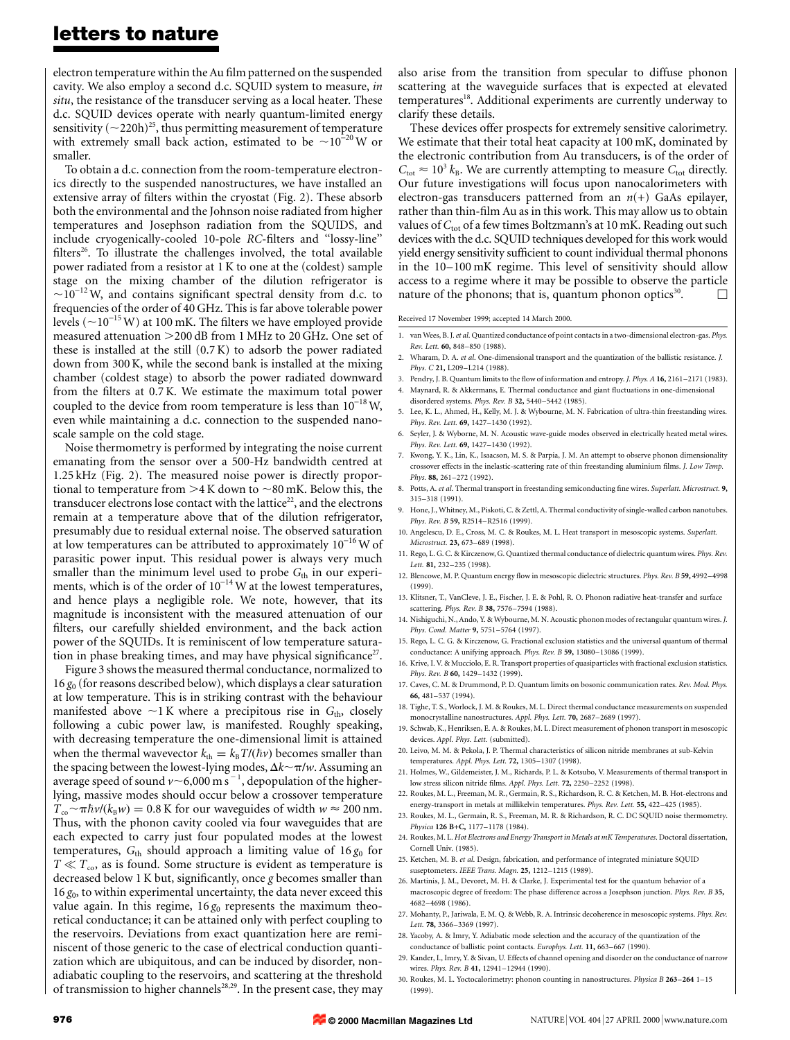electron temperature within the Au film patterned on the suspended cavity. We also employ a second d.c. SQUID system to measure, *in situ*, the resistance of the transducer serving as a local heater. These d.c. SQUID devices operate with nearly quantum-limited energy sensitivity ($\sim$220h)[25], thus permitting measurement of temperature with extremely small back action, estimated to be $\sim 10^{-20}$ W or smaller.

To obtain a d.c. connection from the room-temperature electronics directly to the suspended nanostructures, we have installed an extensive array of filters within the cryostat (Fig. 2). These absorb both the environmental and the Johnson noise radiated from higher temperatures and Josephson radiation from the SQUIDS, and include cryogenically-cooled 10-pole *RC*-filters and "lossy-line" filters[26]. To illustrate the challenges involved, the total available power radiated from a resistor at 1 K to one at the (coldest) sample stage on the mixing chamber of the dilution refrigerator is $\sim 10^{-12}$ W, and contains significant spectral density from d.c. to frequencies of the order of 40 GHz. This is far above tolerable power levels ($\sim 10^{-15}$ W) at 100 mK. The filters we have employed provide measured attenuation >200 dB from 1 MHz to 20 GHz. One set of these is installed at the still (0.7 K) to adsorb the power radiated down from 300 K, while the second bank is installed at the mixing chamber (coldest stage) to absorb the power radiated downward from the filters at 0.7 K. We estimate the maximum total power coupled to the device from room temperature is less than $10^{-18}$ W, even while maintaining a d.c. connection to the suspended nanoscale sample on the cold stage.

Noise thermometry is performed by integrating the noise current emanating from the sensor over a 500-Hz bandwidth centred at 1.25 kHz (Fig. 2). The measured noise power is directly proportional to temperature from >4 K down to $\sim$80 mK. Below this, the transducer electrons lose contact with the lattice[22], and the electrons remain at a temperature above that of the dilution refrigerator, presumably due to residual external noise. The observed saturation at low temperatures can be attributed to approximately $10^{-16}$ W of parasitic power input. This residual power is always very much smaller than the minimum level used to probe $G_{th}$ in our experiments, which is of the order of $10^{-14}$ W at the lowest temperatures, and hence plays a negligible role. We note, however, that its magnitude is inconsistent with the measured attenuation of our filters, our carefully shielded environment, and the back action power of the SQUIDs. It is reminiscent of low temperature saturation in phase breaking times, and may have physical significance[27].

Figure 3 shows the measured thermal conductance, normalized to $16\,g_0$ (for reasons described below), which displays a clear saturation at low temperature. This is in striking contrast with the behaviour manifested above $\sim$1 K where a precipitous rise in $G_{th}$, closely following a cubic power law, is manifested. Roughly speaking, with decreasing temperature the one-dimensional limit is attained when the thermal wavevector $k_{th} = k_B T/(\hbar v)$ becomes smaller than the spacing between the lowest-lying modes, $\Delta k \sim \pi/w$. Assuming an average speed of sound $v \sim 6{,}000\,\mathrm{m\,s^{-1}}$, depopulation of the higher-lying, massive modes should occur below a crossover temperature $T_{co} \sim \pi\hbar v/(k_B w) = 0.8$ K for our waveguides of width $w \approx 200$ nm. Thus, with the phonon cavity cooled via four waveguides that are each expected to carry just four populated modes at the lowest temperatures, $G_{th}$ should approach a limiting value of $16\,g_0$ for $T \ll T_{co}$, as is found. Some structure is evident as temperature is decreased below 1 K but, significantly, once $g$ becomes smaller than $16\,g_0$, to within experimental uncertainty, the data never exceed this value again. In this regime, $16\,g_0$ represents the maximum theoretical conductance; it can be attained only with perfect coupling to the reservoirs. Deviations from exact quantization here are reminiscent of those generic to the case of electrical conduction quantization which are ubiquitous, and can be induced by disorder, non-adiabatic coupling to the reservoirs, and scattering at the threshold of transmission to higher channels[28,29]. In the present case, they may also arise from the transition from specular to diffuse phonon scattering at the waveguide surfaces that is expected at elevated temperatures[18]. Additional experiments are currently underway to clarify these details.

These devices offer prospects for extremely sensitive calorimetry. We estimate that their total heat capacity at 100 mK, dominated by the electronic contribution from Au transducers, is of the order of $C_{tot} \approx 10^3\,k_B$. We are currently attempting to measure $C_{tot}$ directly. Our future investigations will focus upon nanocalorimeters with electron-gas transducers patterned from an $n(+)$ GaAs epilayer, rather than thin-film Au as in this work. This may allow us to obtain values of $C_{tot}$ of a few times Boltzmann's at 10 mK. Reading out such devices with the d.c. SQUID techniques developed for this work would yield energy sensitivity sufficient to count individual thermal phonons in the 10–100 mK regime. This level of sensitivity should allow access to a regime where it may be possible to observe the particle nature of the phonons; that is, quantum phonon optics[30]. □

Received 17 November 1999; accepted 14 March 2000.

1. van Wees, B. J. *et al.* Quantized conductance of point contacts in a two-dimensional electron-gas. *Phys. Rev. Lett.* **60,** 848–850 (1988).
2. Wharam, D. A. *et al.* One-dimensional transport and the quantization of the ballistic resistance. *J. Phys. C* **21,** L209–L214 (1988).
3. Pendry, J. B. Quantum limits to the flow of information and entropy. *J. Phys. A* **16,** 2161–2171 (1983).
4. Maynard, R. & Akkermans, E. Thermal conductance and giant fluctuations in one-dimensional disordered systems. *Phys. Rev. B* **32,** 5440–5442 (1985).
5. Lee, K. L., Ahmed, H., Kelly, M. J. & Wybourne, M. N. Fabrication of ultra-thin freestanding wires. *Phys. Rev. Lett.* **69,** 1427–1430 (1992).
6. Seyler, J. & Wyborne, M. N. Acoustic wave-guide modes observed in electrically heated metal wires. *Phys. Rev. Lett.* **69,** 1427–1430 (1992).
7. Kwong, Y. K., Lin, K., Isaacson, M. S. & Parpia, J. M. An attempt to observe phonon dimensionality crossover effects in the inelastic-scattering rate of thin freestanding aluminium films. *J. Low Temp. Phys.* **88,** 261–272 (1992).
8. Potts, A. *et al.* Thermal transport in freestanding semiconducting fine wires. *Superlatt. Microstruct.* **9,** 315–318 (1991).
9. Hone, J., Whitney, M., Piskoti, C. & Zettl, A. Thermal conductivity of single-walled carbon nanotubes. *Phys. Rev. B* **59,** R2514–R2516 (1999).
10. Angelescu, D. E., Cross, M. C. & Roukes, M. L. Heat transport in mesoscopic systems. *Superlatt. Microstruct.* **23,** 673–689 (1998).
11. Rego, L. G. C. & Kirczenow, G. Quantized thermal conductance of dielectric quantum wires. *Phys. Rev. Lett.* **81,** 232–235 (1998).
12. Blencowe, M. P. Quantum energy flow in mesoscopic dielectric structures. *Phys. Rev. B* **59,** 4992–4998 (1999).
13. Klitsner, T., VanCleve, J. E., Fischer, J. E. & Pohl, R. O. Phonon radiative heat-transfer and surface scattering. *Phys. Rev. B* **38,** 7576–7594 (1988).
14. Nishiguchi, N., Ando, Y. & Wybourne, M. N. Acoustic phonon modes of rectangular quantum wires. *J. Phys. Cond. Matter* **9,** 5751–5764 (1997).
15. Rego, L. C. G. & Kirczenow, G. Fractional exclusion statistics and the universal quantum of thermal conductance: A unifying approach. *Phys. Rev. B* **59,** 13080–13086 (1999).
16. Krive, I. V. & Mucciolo, E. R. Transport properties of quasiparticles with fractional exclusion statistics. *Phys. Rev. B* **60,** 1429–1432 (1999).
17. Caves, C. M. & Drummond, P. D. Quantum limits on bosonic communication rates. *Rev. Mod. Phys.* **66,** 481–537 (1994).
18. Tighe, T. S., Worlock, J. M. & Roukes, M. L. Direct thermal conductance measurements on suspended monocrystalline nanostructures. *Appl. Phys. Lett.* **70,** 2687–2689 (1997).
19. Schwab, K., Henriksen, E. A. & Roukes, M. L. Direct measurement of phonon transport in mesoscopic devices. *Appl. Phys. Lett.* (submitted).
20. Leivo, M. M. & Pekola, J. P. Thermal characteristics of silicon nitride membranes at sub-Kelvin temperatures. *Appl. Phys. Lett.* **72,** 1305–1307 (1998).
21. Holmes, W., Gildemeister, J. M., Richards, P. L. & Kotsubo, V. Measurements of thermal transport in low stress silicon nitride films. *Appl. Phys. Lett.* **72,** 2250–2252 (1998).
22. Roukes, M. L., Freeman, M. R., Germain, R. S., Richardson, R. C. & Ketchen, M. B. Hot-electrons and energy-transport in metals at millikelvin temperatures. *Phys. Rev. Lett.* **55,** 422–425 (1985).
23. Roukes, M. L., Germain, R. S., Freeman, M. R. & Richardson, R. C. DC SQUID noise thermometry. *Physica* **126 B+C,** 1177–1178 (1984).
24. Roukes, M. L. *Hot Electrons and Energy Transport in Metals at mK Temperatures*. Doctoral dissertation, Cornell Univ. (1985).
25. Ketchen, M. B. *et al.* Design, fabrication, and performance of integrated miniature SQUID suseptometers. *IEEE Trans. Magn.* **25,** 1212–1215 (1989).
26. Martinis, J. M., Devoret, M. H. & Clarke, J. Experimental test for the quantum behavior of a macroscopic degree of freedom: The phase difference across a Josephson junction. *Phys. Rev. B* **35,** 4682–4698 (1986).
27. Mohanty, P., Jariwala, E. M. Q. & Webb, R. A. Intrinsic decoherence in mesoscopic systems. *Phys. Rev. Lett.* **78,** 3366–3369 (1997).
28. Yacoby, A. & Imry, Y. Adiabatic mode selection and the accuracy of the quantization of the conductance of ballistic point contacts. *Europhys. Lett.* **11,** 663–667 (1990).
29. Kander, I., Imry, Y. & Sivan, U. Effects of channel opening and disorder on the conductance of narrow wires. *Phys. Rev. B* **41,** 12941–12944 (1990).
30. Roukes, M. L. Yoctocalorimetry: phonon counting in nanostructures. *Physica B* **263–264** 1–15 (1999).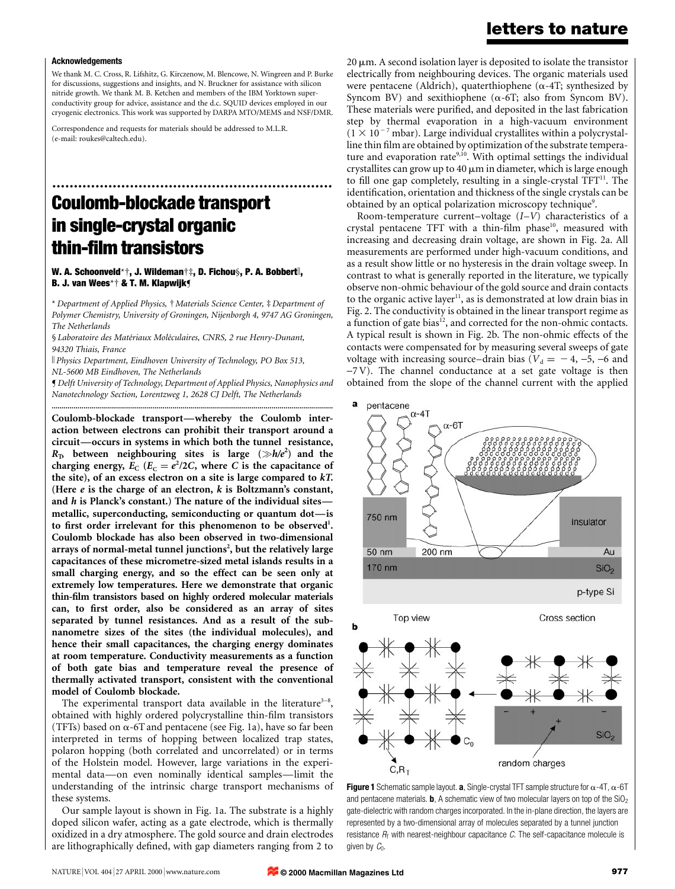## Acknowledgements

We thank M. C. Cross, R. Lifshitz, G. Kirczenow, M. Blencowe, N. Wingreen and P. Burke for discussions, suggestions and insights, and N. Bruckner for assistance with silicon nitride growth. We thank M. B. Ketchen and members of the IBM Yorktown superconductivity group for advice, assistance and the d.c. SQUID devices employed in our cryogenic electronics. This work was supported by DARPA MTO/MEMS and NSF/DMR.

Correspondence and requests for materials should be addressed to M.L.R. (e-mail: roukes@caltech.edu).

# Coulomb-blockade transport in single-crystal organic thin-film transistors

**W. A. Schoonveld*†, J. Wildeman†‡, D. Fichou§, P. A. Bobbert‖, B. J. van Wees*† & T. M. Klapwijk¶**

\* *Department of Applied Physics,* † *Materials Science Center,* ‡ *Department of Polymer Chemistry, University of Groningen, Nijenborgh 4, 9747 AG Groningen, The Netherlands*

§ *Laboratoire des Matériaux Moléculaires, CNRS, 2 rue Henry-Dunant, 94320 Thiais, France*

‖ *Physics Department, Eindhoven University of Technology, PO Box 513, NL-5600 MB Eindhoven, The Netherlands*

¶ *Delft University of Technology, Department of Applied Physics, Nanophysics and Nanotechnology Section, Lorentzweg 1, 2628 CJ Delft, The Netherlands*

**Coulomb-blockade transport—whereby the Coulomb interaction between electrons can prohibit their transport around a circuit—occurs in systems in which both the tunnel resistance, $R_T$, between neighbouring sites is large ($\gg h/e^2$) and the charging energy, $E_C$ ($E_C = e^2/2C$, where $C$ is the capacitance of the site), of an excess electron on a site is large compared to $kT$. (Here $e$ is the charge of an electron, $k$ is Boltzmann's constant, and $h$ is Planck's constant.) The nature of the individual sites—metallic, superconducting, semiconducting or quantum dot—is to first order irrelevant for this phenomenon to be observed[1]. Coulomb blockade has also been observed in two-dimensional arrays of normal-metal tunnel junctions[2], but the relatively large capacitances of these micrometre-sized metal islands results in a small charging energy, and so the effect can be seen only at extremely low temperatures. Here we demonstrate that organic thin-film transistors based on highly ordered molecular materials can, to first order, also be considered as an array of sites separated by tunnel resistances. And as a result of the sub-nanometre sizes of the sites (the individual molecules), and hence their small capacitances, the charging energy dominates at room temperature. Conductivity measurements as a function of both gate bias and temperature reveal the presence of thermally activated transport, consistent with the conventional model of Coulomb blockade.**

The experimental transport data available in the literature[3–8], obtained with highly ordered polycrystalline thin-film transistors (TFTs) based on α-6T and pentacene (see Fig. 1a), have so far been interpreted in terms of hopping between localized trap states, polaron hopping (both correlated and uncorrelated) or in terms of the Holstein model. However, large variations in the experimental data—on even nominally identical samples—limit the understanding of the intrinsic charge transport mechanisms of these systems.

Our sample layout is shown in Fig. 1a. The substrate is a highly doped silicon wafer, acting as a gate electrode, which is thermally oxidized in a dry atmosphere. The gold source and drain electrodes are lithographically defined, with gap diameters ranging from 2 to 20 μm. A second isolation layer is deposited to isolate the transistor electrically from neighbouring devices. The organic materials used were pentacene (Aldrich), quaterthiophene (α-4T; synthesized by Syncom BV) and sexithiophene (α-6T; also from Syncom BV). These materials were purified, and deposited in the last fabrication step by thermal evaporation in a high-vacuum environment ($1 \times 10^{-7}$ mbar). Large individual crystallites within a polycrystalline thin film are obtained by optimization of the substrate temperature and evaporation rate[9,10]. With optimal settings the individual crystallites can grow up to 40 μm in diameter, which is large enough to fill one gap completely, resulting in a single-crystal TFT[11]. The identification, orientation and thickness of the single crystals can be obtained by an optical polarization microscopy technique[9].

Room-temperature current–voltage ($I$–$V$) characteristics of a crystal pentacene TFT with a thin-film phase[10], measured with increasing and decreasing drain voltage, are shown in Fig. 2a. All measurements are performed under high-vacuum conditions, and as a result show little or no hysteresis in the drain voltage sweep. In contrast to what is generally reported in the literature, we typically observe non-ohmic behaviour of the gold source and drain contacts to the organic active layer[11], as is demonstrated at low drain bias in Fig. 2. The conductivity is obtained in the linear transport regime as a function of gate bias[12], and corrected for the non-ohmic contacts. A typical result is shown in Fig. 2b. The non-ohmic effects of the contacts were compensated for by measuring several sweeps of gate voltage with increasing source–drain bias ($V_d = -4, -5, -6$ and $-7$ V). The channel conductance at a set gate voltage is then obtained from the slope of the channel current with the applied

a
pentacene
α-4T
α-6T
750 nm
insulator
50 nm
200 nm
Au
170 nm
SiO2
p-type Si

b
Top view
Cross section
C0
C,RT
SiO2
random charges

**Figure 1** Schematic sample layout. **a**, Single-crystal TFT sample structure for α-4T, α-6T and pentacene materials. **b**, A schematic view of two molecular layers on top of the $SiO_2$ gate-dielectric with random charges incorporated. In the in-plane direction, the layers are represented by a two-dimensional array of molecules separated by a tunnel junction resistance $R_T$ with nearest-neighbour capacitance $C$. The self-capacitance molecule is given by $C_0$.